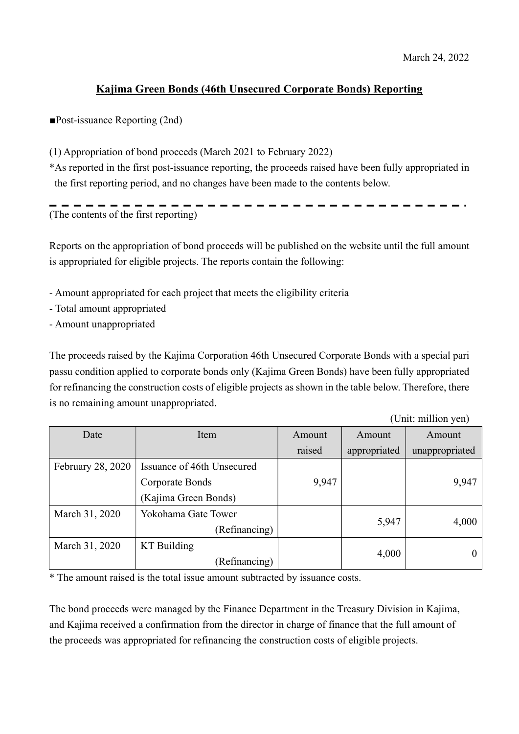March 24, 2022

# Kajima Green Bonds (46th Unsecured Corporate Bonds) Reporting

■Post-issuance Reporting (2nd)

(1) Appropriation of bond proceeds (March 2021 to February 2022)

*As reported in the first post-issuance reporting, the proceeds raised have been fully appropriated in the first reporting period, and no changes have been made to the contents below.

---

(The contents of the first reporting)

Reports on the appropriation of bond proceeds will be published on the website until the full amount is appropriated for eligible projects. The reports contain the following:

- Amount appropriated for each project that meets the eligibility criteria
- Total amount appropriated
- Amount unappropriated

The proceeds raised by the Kajima Corporation 46th Unsecured Corporate Bonds with a special pari passu condition applied to corporate bonds only (Kajima Green Bonds) have been fully appropriated for refinancing the construction costs of eligible projects as shown in the table below. Therefore, there is no remaining amount unappropriated.

(Unit: million yen)

| Date | Item | Amount raised | Amount appropriated | Amount unappropriated |
|---|---|---|---|---|
| February 28, 2020 | Issuance of 46th Unsecured Corporate Bonds (Kajima Green Bonds) | 9,947 | | 9,947 |
| March 31, 2020 | Yokohama Gate Tower (Refinancing) | | 5,947 | 4,000 |
| March 31, 2020 | KT Building (Refinancing) | | 4,000 | 0 |

* The amount raised is the total issue amount subtracted by issuance costs.

The bond proceeds were managed by the Finance Department in the Treasury Division in Kajima, and Kajima received a confirmation from the director in charge of finance that the full amount of the proceeds was appropriated for refinancing the construction costs of eligible projects.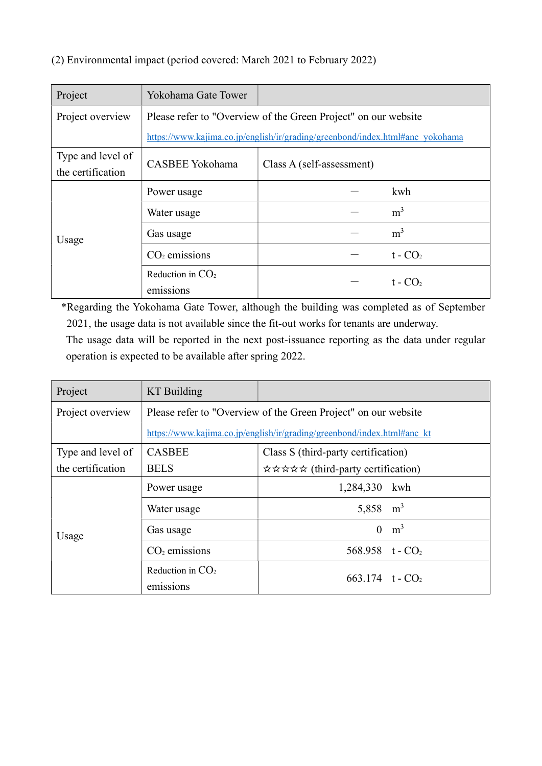(2) Environmental impact (period covered: March 2021 to February 2022)

| Project | Yokohama Gate Tower | |
|---|---|---|
| Project overview | Please refer to "Overview of the Green Project" on our website https://www.kajima.co.jp/english/ir/grading/greenbond/index.html#anc_yokohama | |
| Type and level of the certification | CASBEE Yokohama | Class A (self-assessment) |
| Usage | Power usage | — kwh |
| | Water usage | — $m^3$ |
| | Gas usage | — $m^3$ |
| | $CO_2$ emissions | — t - $CO_2$ |
| | Reduction in $CO_2$ emissions | — t - $CO_2$ |

*Regarding the Yokohama Gate Tower, although the building was completed as of September 2021, the usage data is not available since the fit-out works for tenants are underway. The usage data will be reported in the next post-issuance reporting as the data under regular operation is expected to be available after spring 2022.

| Project | KT Building | |
|---|---|---|
| Project overview | Please refer to "Overview of the Green Project" on our website https://www.kajima.co.jp/english/ir/grading/greenbond/index.html#anc_kt | |
| Type and level of the certification | CASBEE<br>BELS | Class S (third-party certification)<br>☆☆☆☆☆ (third-party certification) |
| Usage | Power usage | 1,284,330 kwh |
| | Water usage | 5,858 $m^3$ |
| | Gas usage | 0 $m^3$ |
| | $CO_2$ emissions | 568.958 t - $CO_2$ |
| | Reduction in $CO_2$ emissions | 663.174 t - $CO_2$ |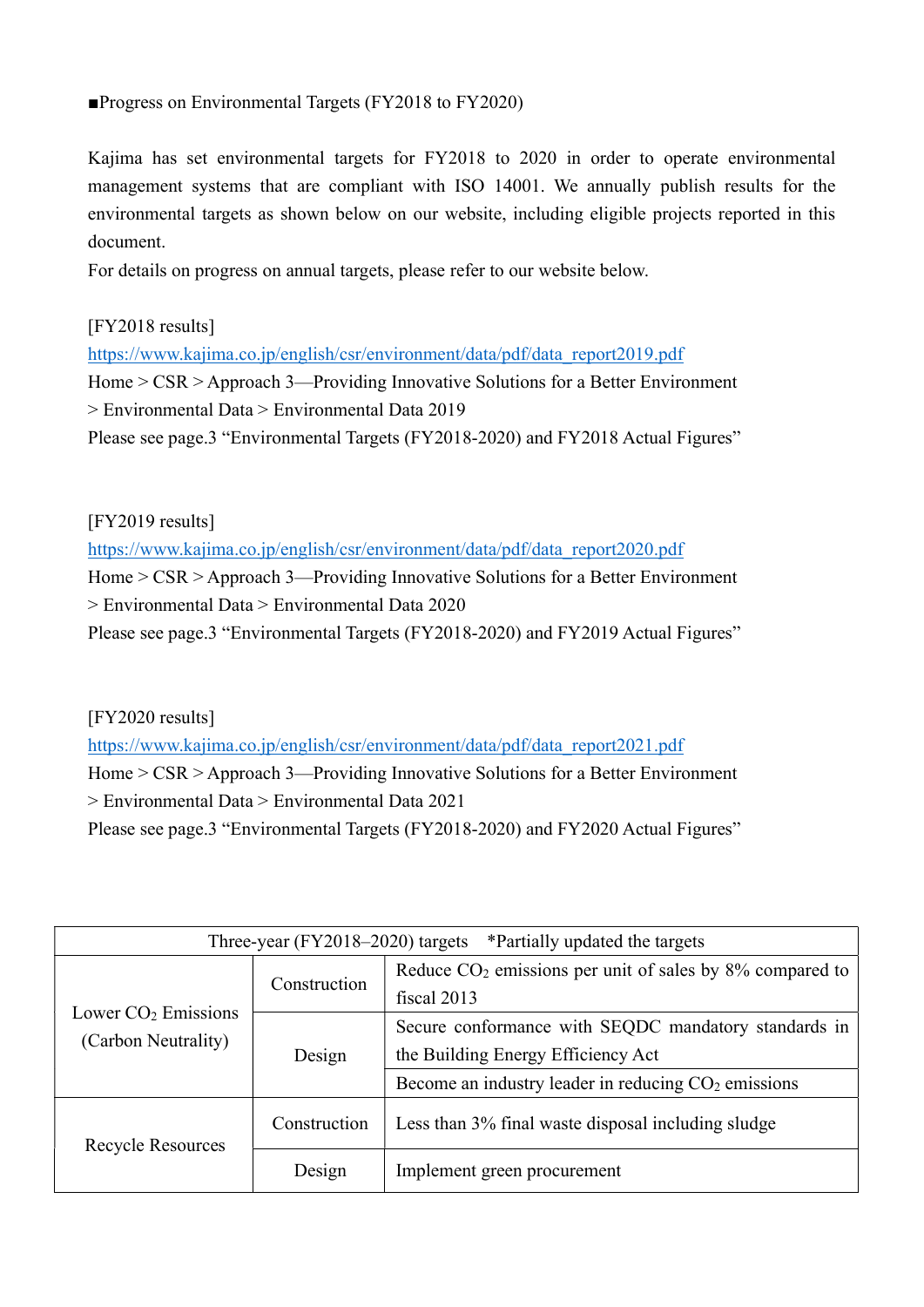■Progress on Environmental Targets (FY2018 to FY2020)

Kajima has set environmental targets for FY2018 to 2020 in order to operate environmental management systems that are compliant with ISO 14001. We annually publish results for the environmental targets as shown below on our website, including eligible projects reported in this document.
For details on progress on annual targets, please refer to our website below.

[FY2018 results]
https://www.kajima.co.jp/english/csr/environment/data/pdf/data_report2019.pdf
Home > CSR > Approach 3—Providing Innovative Solutions for a Better Environment > Environmental Data > Environmental Data 2019
Please see page.3 “Environmental Targets (FY2018-2020) and FY2018 Actual Figures”

[FY2019 results]
https://www.kajima.co.jp/english/csr/environment/data/pdf/data_report2020.pdf
Home > CSR > Approach 3—Providing Innovative Solutions for a Better Environment > Environmental Data > Environmental Data 2020
Please see page.3 “Environmental Targets (FY2018-2020) and FY2019 Actual Figures”

[FY2020 results]
https://www.kajima.co.jp/english/csr/environment/data/pdf/data_report2021.pdf
Home > CSR > Approach 3—Providing Innovative Solutions for a Better Environment > Environmental Data > Environmental Data 2021
Please see page.3 “Environmental Targets (FY2018-2020) and FY2020 Actual Figures”

| Three-year (FY2018–2020) targets *Partially updated the targets | | |
|---|---|---|
| Lower $CO_2$ Emissions (Carbon Neutrality) | Construction | Reduce $CO_2$ emissions per unit of sales by 8% compared to fiscal 2013 |
| | Design | Secure conformance with SEQDC mandatory standards in the Building Energy Efficiency Act |
| | | Become an industry leader in reducing $CO_2$ emissions |
| Recycle Resources | Construction | Less than 3% final waste disposal including sludge |
| | Design | Implement green procurement |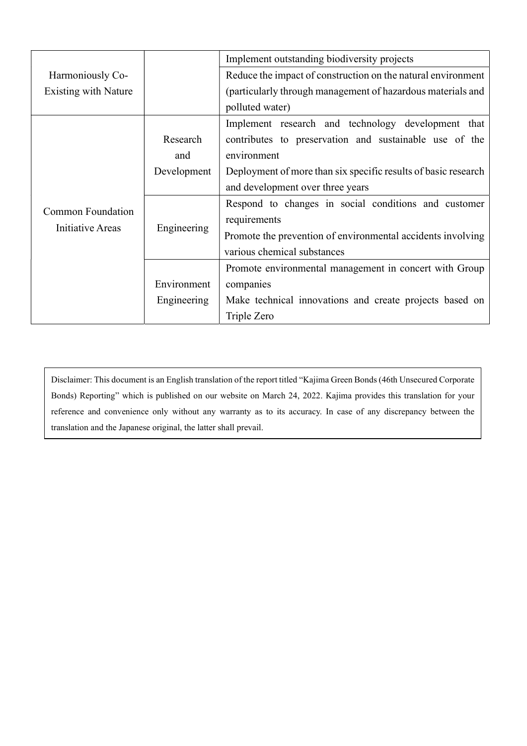| | | |
|---|---|---|
| Harmoniously Co-Existing with Nature | | Implement outstanding biodiversity projects |
| | | Reduce the impact of construction on the natural environment (particularly through management of hazardous materials and polluted water) |
| Common Foundation Initiative Areas | Research and Development | Implement research and technology development that contributes to preservation and sustainable use of the environment<br>Deployment of more than six specific results of basic research and development over three years |
| | Engineering | Respond to changes in social conditions and customer requirements<br>Promote the prevention of environmental accidents involving various chemical substances |
| | Environment Engineering | Promote environmental management in concert with Group companies<br>Make technical innovations and create projects based on Triple Zero |

Disclaimer: This document is an English translation of the report titled "Kajima Green Bonds (46th Unsecured Corporate Bonds) Reporting" which is published on our website on March 24, 2022. Kajima provides this translation for your reference and convenience only without any warranty as to its accuracy. In case of any discrepancy between the translation and the Japanese original, the latter shall prevail.